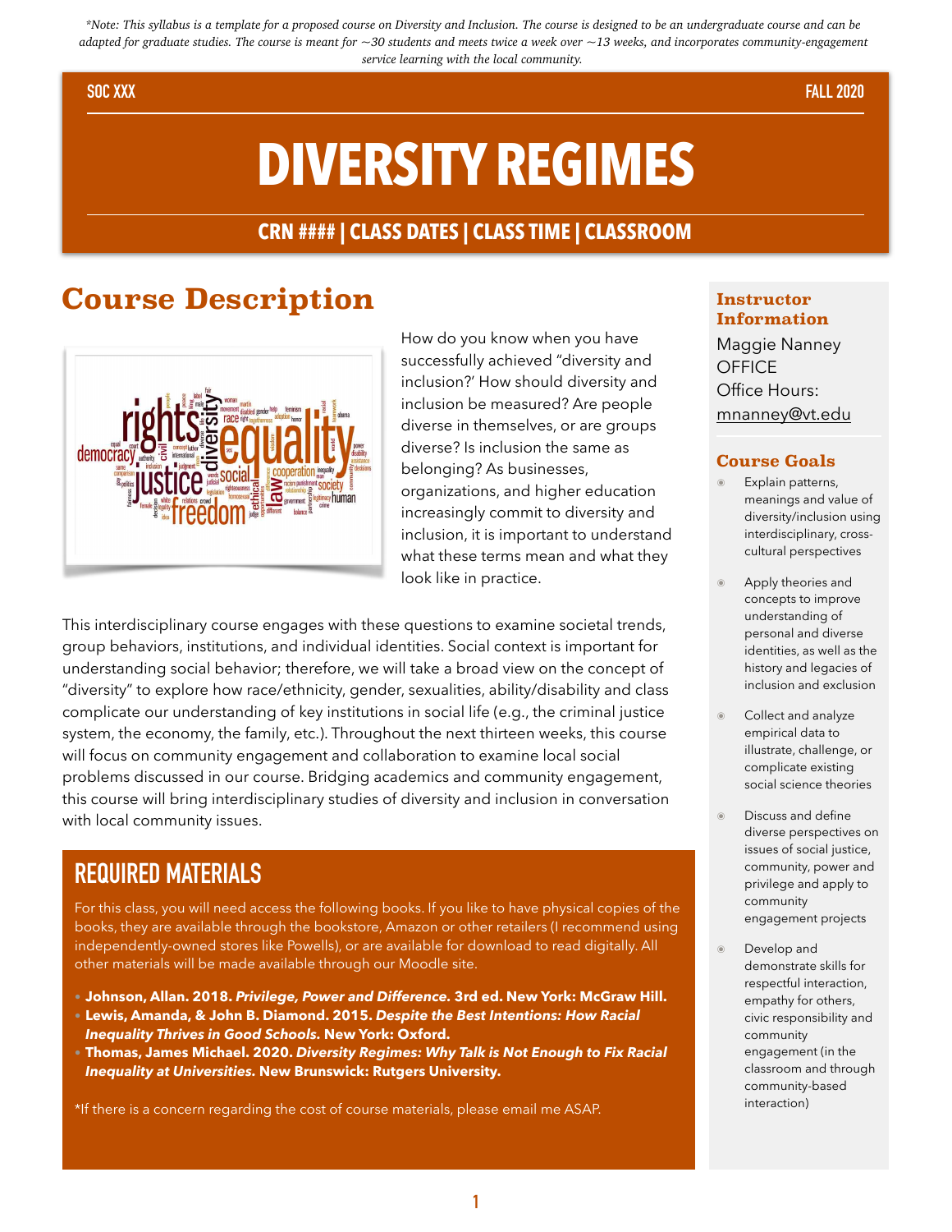*\*Note: This syllabus is a template for a proposed course on Diversity and Inclusion. The course is designed to be an undergraduate course and can be adapted for graduate studies. The course is meant for ~30 students and meets twice a week over ~13 weeks, and incorporates community-engagement service learning with the local community.*

SOC XXX | FALL 2020

# DIVERSITY REGIMES

## CRN #### | CLASS DATES | CLASS TIME | CLASSROOM

## Course Description

How do you know when you have successfully achieved "diversity and inclusion?' How should diversity and inclusion be measured? Are people diverse in themselves, or are groups diverse? Is inclusion the same as belonging? As businesses, organizations, and higher education increasingly commit to diversity and inclusion, it is important to understand what these terms mean and what they look like in practice.

This interdisciplinary course engages with these questions to examine societal trends, group behaviors, institutions, and individual identities. Social context is important for understanding social behavior; therefore, we will take a broad view on the concept of "diversity" to explore how race/ethnicity, gender, sexualities, ability/disability and class complicate our understanding of key institutions in social life (e.g., the criminal justice system, the economy, the family, etc.). Throughout the next thirteen weeks, this course will focus on community engagement and collaboration to examine local social problems discussed in our course. Bridging academics and community engagement, this course will bring interdisciplinary studies of diversity and inclusion in conversation with local community issues.

## REQUIRED MATERIALS

For this class, you will need access the following books. If you like to have physical copies of the books, they are available through the bookstore, Amazon or other retailers (I recommend using independently-owned stores like Powells), or are available for download to read digitally. All other materials will be made available through our Moodle site.

- **Johnson, Allan. 2018. *Privilege, Power and Difference.* 3rd ed. New York: McGraw Hill.**
- **Lewis, Amanda, & John B. Diamond. 2015. *Despite the Best Intentions: How Racial Inequality Thrives in Good Schools.* New York: Oxford.**
- **Thomas, James Michael. 2020. *Diversity Regimes: Why Talk is Not Enough to Fix Racial Inequality at Universities.* New Brunswick: Rutgers University.**

\*If there is a concern regarding the cost of course materials, please email me ASAP.

### Instructor Information

Maggie Nanney
OFFICE
Office Hours:
mnanney@vt.edu

### Course Goals

- Explain patterns, meanings and value of diversity/inclusion using interdisciplinary, cross-cultural perspectives
- Apply theories and concepts to improve understanding of personal and diverse identities, as well as the history and legacies of inclusion and exclusion
- Collect and analyze empirical data to illustrate, challenge, or complicate existing social science theories
- Discuss and define diverse perspectives on issues of social justice, community, power and privilege and apply to community engagement projects
- Develop and demonstrate skills for respectful interaction, empathy for others, civic responsibility and community engagement (in the classroom and through community-based interaction)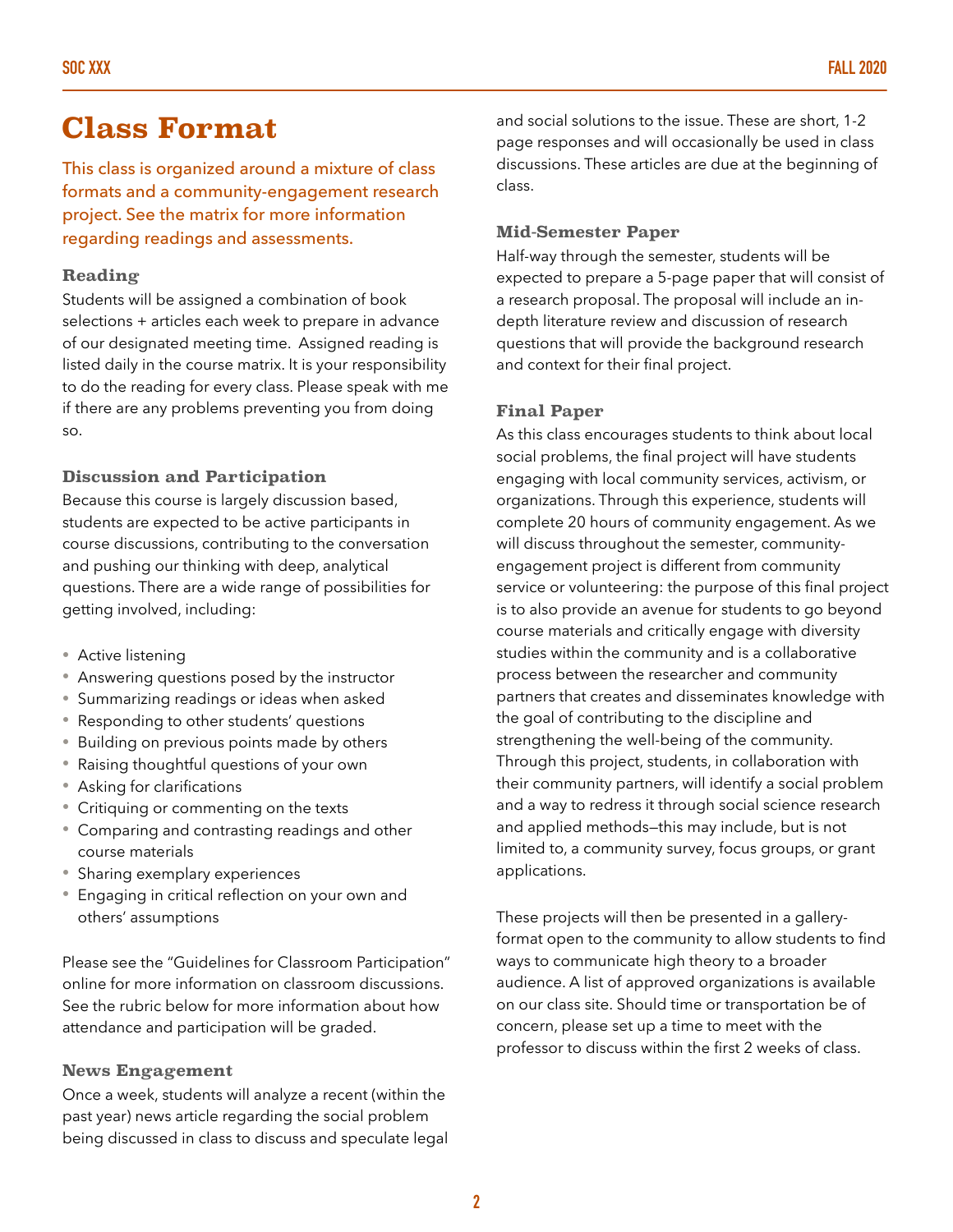# Class Format

This class is organized around a mixture of class formats and a community-engagement research project. See the matrix for more information regarding readings and assessments.

### Reading

Students will be assigned a combination of book selections + articles each week to prepare in advance of our designated meeting time. Assigned reading is listed daily in the course matrix. It is your responsibility to do the reading for every class. Please speak with me if there are any problems preventing you from doing so.

### Discussion and Participation

Because this course is largely discussion based, students are expected to be active participants in course discussions, contributing to the conversation and pushing our thinking with deep, analytical questions. There are a wide range of possibilities for getting involved, including:

- Active listening
- Answering questions posed by the instructor
- Summarizing readings or ideas when asked
- Responding to other students' questions
- Building on previous points made by others
- Raising thoughtful questions of your own
- Asking for clarifications
- Critiquing or commenting on the texts
- Comparing and contrasting readings and other course materials
- Sharing exemplary experiences
- Engaging in critical reflection on your own and others' assumptions

Please see the "Guidelines for Classroom Participation" online for more information on classroom discussions. See the rubric below for more information about how attendance and participation will be graded.

### News Engagement

Once a week, students will analyze a recent (within the past year) news article regarding the social problem being discussed in class to discuss and speculate legal and social solutions to the issue. These are short, 1-2 page responses and will occasionally be used in class discussions. These articles are due at the beginning of class.

### Mid-Semester Paper

Half-way through the semester, students will be expected to prepare a 5-page paper that will consist of a research proposal. The proposal will include an in-depth literature review and discussion of research questions that will provide the background research and context for their final project.

### Final Paper

As this class encourages students to think about local social problems, the final project will have students engaging with local community services, activism, or organizations. Through this experience, students will complete 20 hours of community engagement. As we will discuss throughout the semester, community-engagement project is different from community service or volunteering: the purpose of this final project is to also provide an avenue for students to go beyond course materials and critically engage with diversity studies within the community and is a collaborative process between the researcher and community partners that creates and disseminates knowledge with the goal of contributing to the discipline and strengthening the well-being of the community. Through this project, students, in collaboration with their community partners, will identify a social problem and a way to redress it through social science research and applied methods—this may include, but is not limited to, a community survey, focus groups, or grant applications.

These projects will then be presented in a gallery-format open to the community to allow students to find ways to communicate high theory to a broader audience. A list of approved organizations is available on our class site. Should time or transportation be of concern, please set up a time to meet with the professor to discuss within the first 2 weeks of class.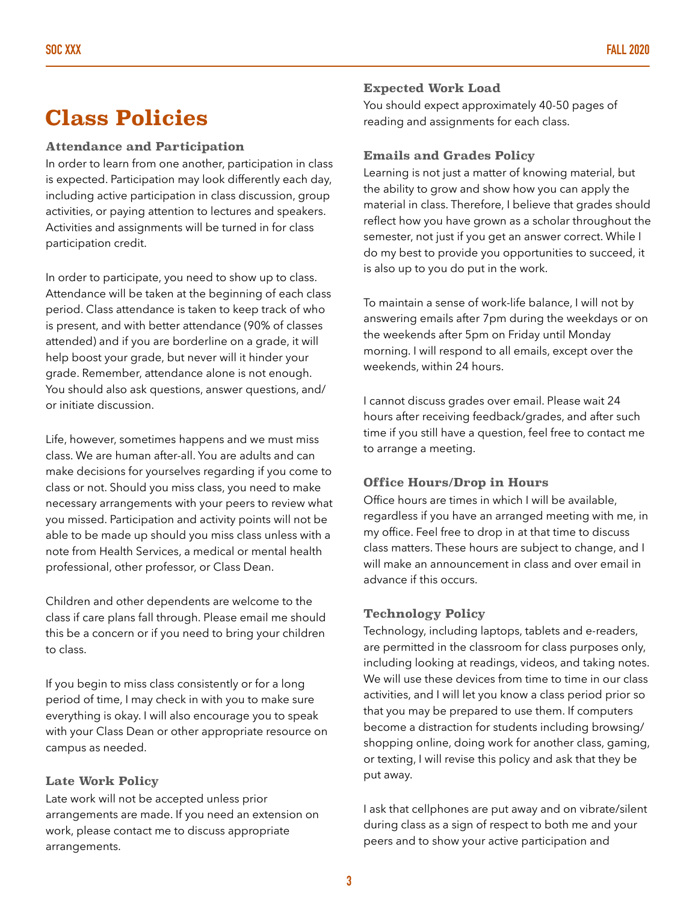# Class Policies

### Attendance and Participation

In order to learn from one another, participation in class is expected. Participation may look differently each day, including active participation in class discussion, group activities, or paying attention to lectures and speakers. Activities and assignments will be turned in for class participation credit.

In order to participate, you need to show up to class. Attendance will be taken at the beginning of each class period. Class attendance is taken to keep track of who is present, and with better attendance (90% of classes attended) and if you are borderline on a grade, it will help boost your grade, but never will it hinder your grade. Remember, attendance alone is not enough. You should also ask questions, answer questions, and/or initiate discussion.

Life, however, sometimes happens and we must miss class. We are human after-all. You are adults and can make decisions for yourselves regarding if you come to class or not. Should you miss class, you need to make necessary arrangements with your peers to review what you missed. Participation and activity points will not be able to be made up should you miss class unless with a note from Health Services, a medical or mental health professional, other professor, or Class Dean.

Children and other dependents are welcome to the class if care plans fall through. Please email me should this be a concern or if you need to bring your children to class.

If you begin to miss class consistently or for a long period of time, I may check in with you to make sure everything is okay. I will also encourage you to speak with your Class Dean or other appropriate resource on campus as needed.

### Late Work Policy

Late work will not be accepted unless prior arrangements are made. If you need an extension on work, please contact me to discuss appropriate arrangements.

### Expected Work Load

You should expect approximately 40-50 pages of reading and assignments for each class.

### Emails and Grades Policy

Learning is not just a matter of knowing material, but the ability to grow and show how you can apply the material in class. Therefore, I believe that grades should reflect how you have grown as a scholar throughout the semester, not just if you get an answer correct. While I do my best to provide you opportunities to succeed, it is also up to you do put in the work.

To maintain a sense of work-life balance, I will not by answering emails after 7pm during the weekdays or on the weekends after 5pm on Friday until Monday morning. I will respond to all emails, except over the weekends, within 24 hours.

I cannot discuss grades over email. Please wait 24 hours after receiving feedback/grades, and after such time if you still have a question, feel free to contact me to arrange a meeting.

### Office Hours/Drop in Hours

Office hours are times in which I will be available, regardless if you have an arranged meeting with me, in my office. Feel free to drop in at that time to discuss class matters. These hours are subject to change, and I will make an announcement in class and over email in advance if this occurs.

### Technology Policy

Technology, including laptops, tablets and e-readers, are permitted in the classroom for class purposes only, including looking at readings, videos, and taking notes. We will use these devices from time to time in our class activities, and I will let you know a class period prior so that you may be prepared to use them. If computers become a distraction for students including browsing/shopping online, doing work for another class, gaming, or texting, I will revise this policy and ask that they be put away.

I ask that cellphones are put away and on vibrate/silent during class as a sign of respect to both me and your peers and to show your active participation and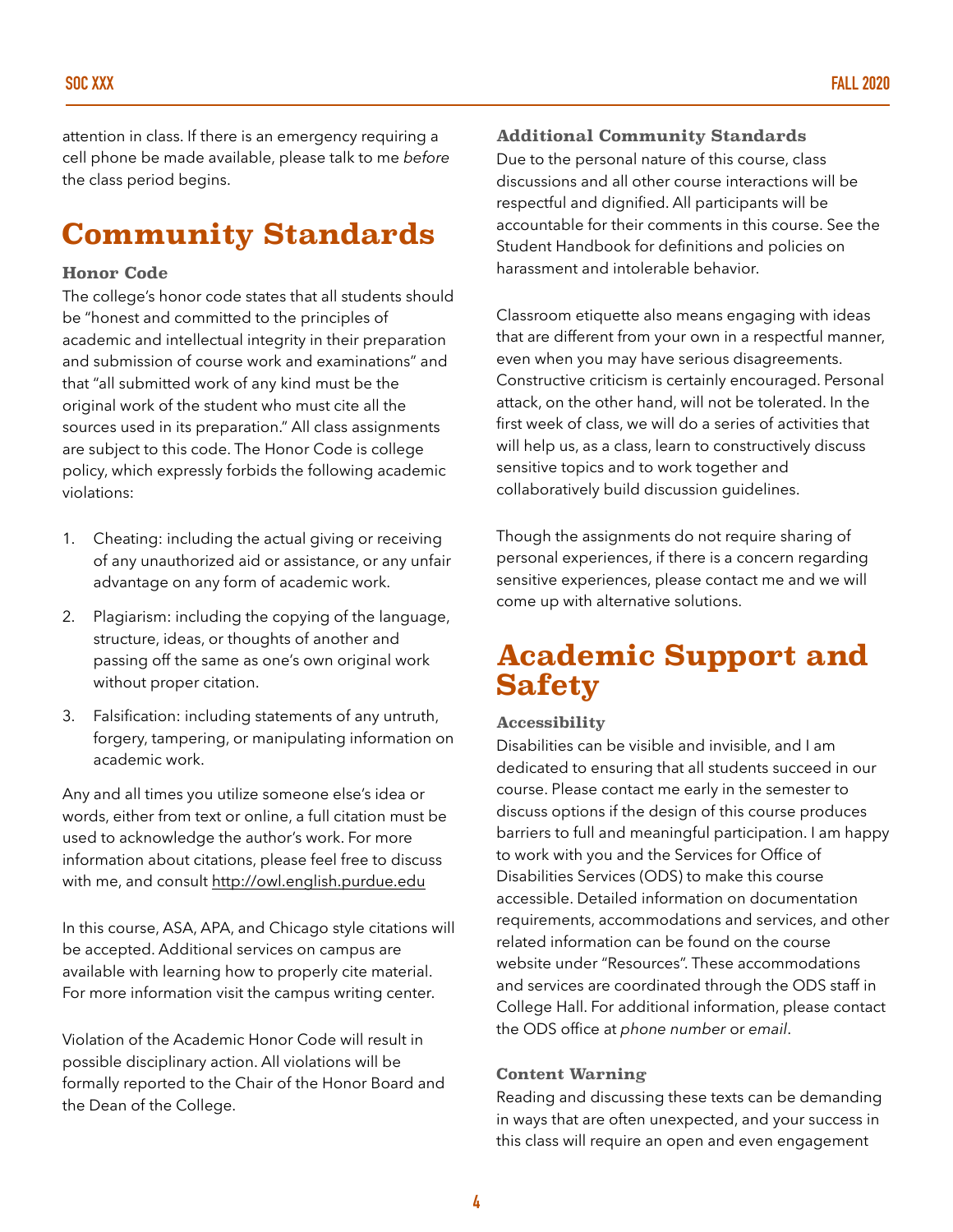attention in class. If there is an emergency requiring a cell phone be made available, please talk to me *before* the class period begins.

# Community Standards

### Honor Code

The college's honor code states that all students should be "honest and committed to the principles of academic and intellectual integrity in their preparation and submission of course work and examinations" and that "all submitted work of any kind must be the original work of the student who must cite all the sources used in its preparation." All class assignments are subject to this code. The Honor Code is college policy, which expressly forbids the following academic violations:

1. Cheating: including the actual giving or receiving of any unauthorized aid or assistance, or any unfair advantage on any form of academic work.
2. Plagiarism: including the copying of the language, structure, ideas, or thoughts of another and passing off the same as one's own original work without proper citation.
3. Falsification: including statements of any untruth, forgery, tampering, or manipulating information on academic work.

Any and all times you utilize someone else's idea or words, either from text or online, a full citation must be used to acknowledge the author's work. For more information about citations, please feel free to discuss with me, and consult http://owl.english.purdue.edu

In this course, ASA, APA, and Chicago style citations will be accepted. Additional services on campus are available with learning how to properly cite material. For more information visit the campus writing center.

Violation of the Academic Honor Code will result in possible disciplinary action. All violations will be formally reported to the Chair of the Honor Board and the Dean of the College.

### Additional Community Standards

Due to the personal nature of this course, class discussions and all other course interactions will be respectful and dignified. All participants will be accountable for their comments in this course. See the Student Handbook for definitions and policies on harassment and intolerable behavior.

Classroom etiquette also means engaging with ideas that are different from your own in a respectful manner, even when you may have serious disagreements. Constructive criticism is certainly encouraged. Personal attack, on the other hand, will not be tolerated. In the first week of class, we will do a series of activities that will help us, as a class, learn to constructively discuss sensitive topics and to work together and collaboratively build discussion guidelines.

Though the assignments do not require sharing of personal experiences, if there is a concern regarding sensitive experiences, please contact me and we will come up with alternative solutions.

# Academic Support and Safety

### Accessibility

Disabilities can be visible and invisible, and I am dedicated to ensuring that all students succeed in our course. Please contact me early in the semester to discuss options if the design of this course produces barriers to full and meaningful participation. I am happy to work with you and the Services for Office of Disabilities Services (ODS) to make this course accessible. Detailed information on documentation requirements, accommodations and services, and other related information can be found on the course website under "Resources". These accommodations and services are coordinated through the ODS staff in College Hall. For additional information, please contact the ODS office at *phone number* or *email*.

### Content Warning

Reading and discussing these texts can be demanding in ways that are often unexpected, and your success in this class will require an open and even engagement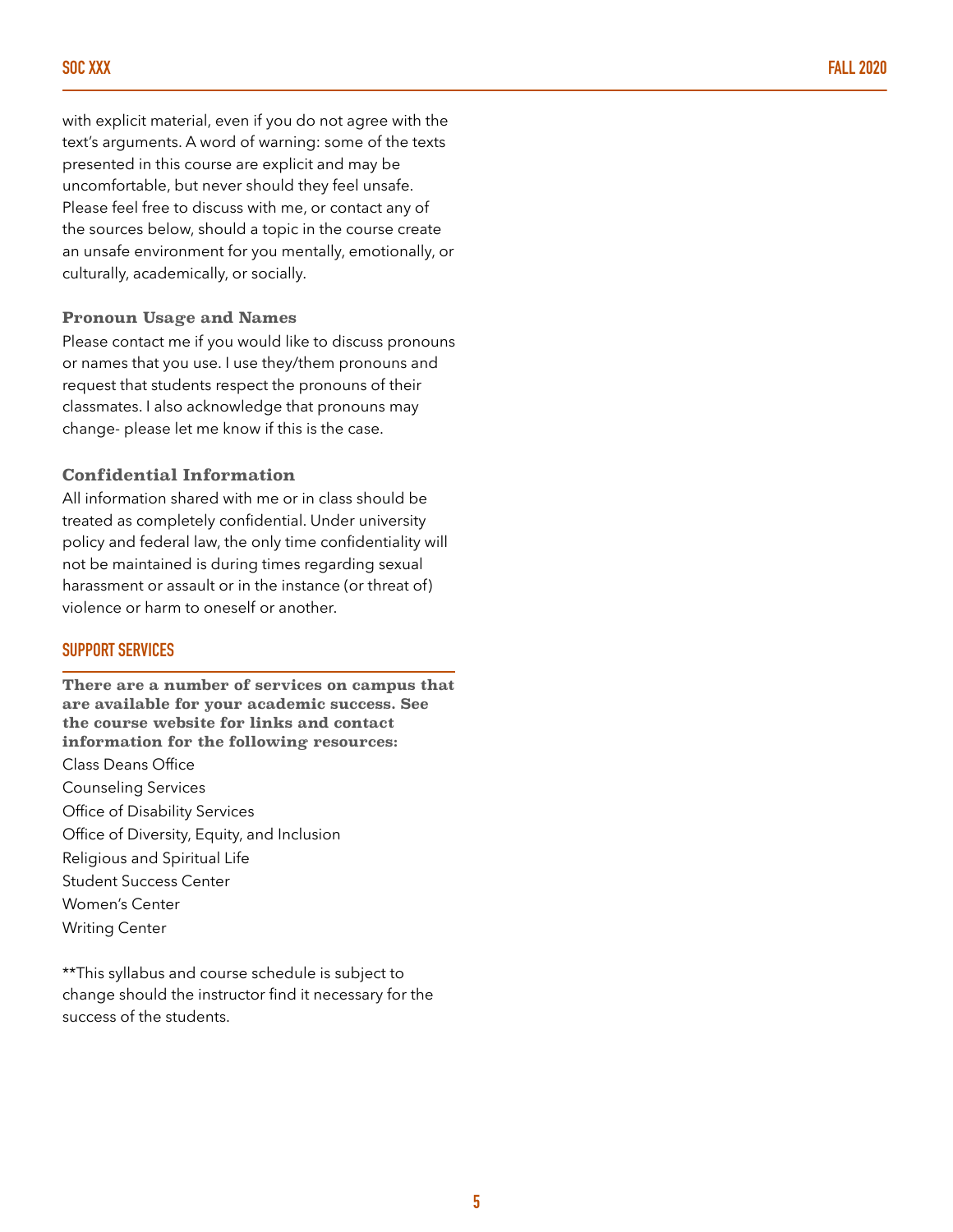with explicit material, even if you do not agree with the text's arguments. A word of warning: some of the texts presented in this course are explicit and may be uncomfortable, but never should they feel unsafe. Please feel free to discuss with me, or contact any of the sources below, should a topic in the course create an unsafe environment for you mentally, emotionally, or culturally, academically, or socially.

### Pronoun Usage and Names

Please contact me if you would like to discuss pronouns or names that you use. I use they/them pronouns and request that students respect the pronouns of their classmates. I also acknowledge that pronouns may change- please let me know if this is the case.

### Confidential Information

All information shared with me or in class should be treated as completely confidential. Under university policy and federal law, the only time confidentiality will not be maintained is during times regarding sexual harassment or assault or in the instance (or threat of) violence or harm to oneself or another.

## SUPPORT SERVICES

**There are a number of services on campus that are available for your academic success. See the course website for links and contact information for the following resources:**

Class Deans Office  
Counseling Services  
Office of Disability Services  
Office of Diversity, Equity, and Inclusion  
Religious and Spiritual Life  
Student Success Center  
Women's Center  
Writing Center

**This syllabus and course schedule is subject to change should the instructor find it necessary for the success of the students.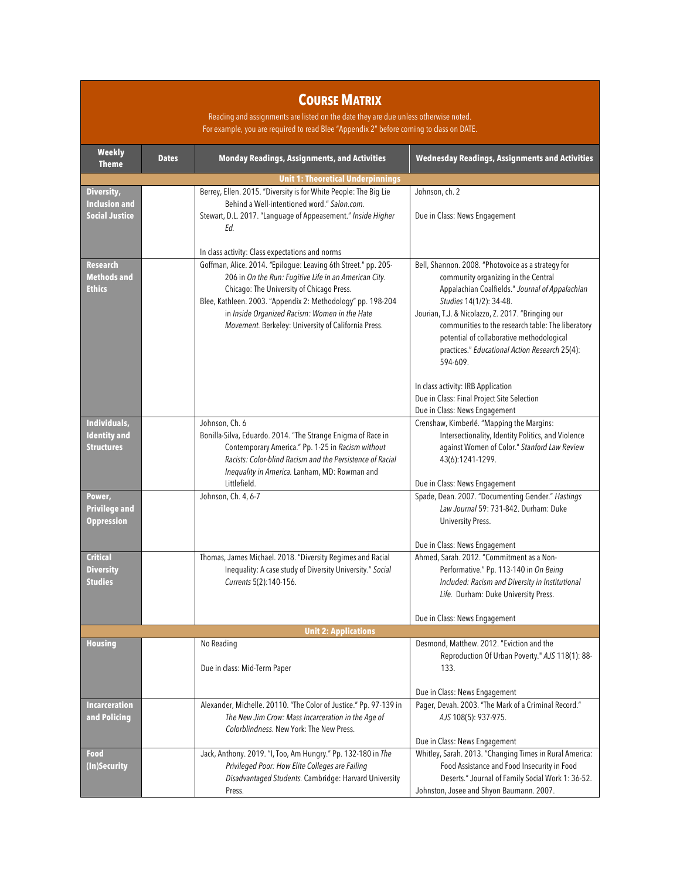# Course Matrix

Reading and assignments are listed on the date they are due unless otherwise noted.
For example, you are required to read Blee "Appendix 2" before coming to class on DATE.

| Weekly Theme | Dates | Monday Readings, Assignments, and Activities | Wednesday Readings, Assignments and Activities |
|---|---|---|---|
| **Unit 1: Theoretical Underpinnings** | | | |
| **Diversity, Inclusion and Social Justice** | | Berrey, Ellen. 2015. "Diversity is for White People: The Big Lie Behind a Well-intentioned word." *Salon.com.*<br>Stewart, D.L. 2017. "Language of Appeasement." *Inside Higher Ed.*<br><br>In class activity: Class expectations and norms | Johnson, ch. 2<br><br>Due in Class: News Engagement |
| **Research Methods and Ethics** | | Goffman, Alice. 2014. "Epilogue: Leaving 6th Street." pp. 205-206 in *On the Run: Fugitive Life in an American City*. Chicago: The University of Chicago Press.<br>Blee, Kathleen. 2003. "Appendix 2: Methodology" pp. 198-204 in *Inside Organized Racism: Women in the Hate Movement.* Berkeley: University of California Press. | Bell, Shannon. 2008. "Photovoice as a strategy for community organizing in the Central Appalachian Coalfields." *Journal of Appalachian Studies* 14(1/2): 34-48.<br>Jourian, T.J. & Nicolazzo, Z. 2017. "Bringing our communities to the research table: The liberatory potential of collaborative methodological practices." *Educational Action Research* 25(4): 594-609.<br><br>In class activity: IRB Application<br>Due in Class: Final Project Site Selection<br>Due in Class: News Engagement |
| **Individuals, Identity and Structures** | | Johnson, Ch. 6<br>Bonilla-Silva, Eduardo. 2014. "The Strange Enigma of Race in Contemporary America." Pp. 1-25 in *Racism without Racists: Color-blind Racism and the Persistence of Racial Inequality in America.* Lanham, MD: Rowman and Littlefield. | Crenshaw, Kimberlé. "Mapping the Margins: Intersectionality, Identity Politics, and Violence against Women of Color." *Stanford Law Review* 43(6):1241-1299.<br><br>Due in Class: News Engagement |
| **Power, Privilege and Oppression** | | Johnson, Ch. 4, 6-7 | Spade, Dean. 2007. "Documenting Gender." *Hastings Law Journal* 59: 731-842. Durham: Duke University Press.<br><br>Due in Class: News Engagement |
| **Critical Diversity Studies** | | Thomas, James Michael. 2018. "Diversity Regimes and Racial Inequality: A case study of Diversity University." *Social Currents* 5(2):140-156. | Ahmed, Sarah. 2012. "Commitment as a Non-Performative." Pp. 113-140 in *On Being Included: Racism and Diversity in Institutional Life.* Durham: Duke University Press.<br><br>Due in Class: News Engagement |
| **Unit 2: Applications** | | | |
| **Housing** | | No Reading<br><br>Due in class: Mid-Term Paper | Desmond, Matthew. 2012. "Eviction and the Reproduction Of Urban Poverty." *AJS* 118(1): 88-133.<br><br>Due in Class: News Engagement |
| **Incarceration and Policing** | | Alexander, Michelle. 20110. "The Color of Justice." Pp. 97-139 in *The New Jim Crow: Mass Incarceration in the Age of Colorblindness.* New York: The New Press. | Pager, Devah. 2003. "The Mark of a Criminal Record." *AJS* 108(5): 937-975.<br><br>Due in Class: News Engagement |
| **Food (In)Security** | | Jack, Anthony. 2019. "I, Too, Am Hungry." Pp. 132-180 in *The Privileged Poor: How Elite Colleges are Failing Disadvantaged Students.* Cambridge: Harvard University Press. | Whitley, Sarah. 2013. "Changing Times in Rural America: Food Assistance and Food Insecurity in Food Deserts." Journal of Family Social Work 1: 36-52.<br>Johnston, Josee and Shyon Baumann. 2007. |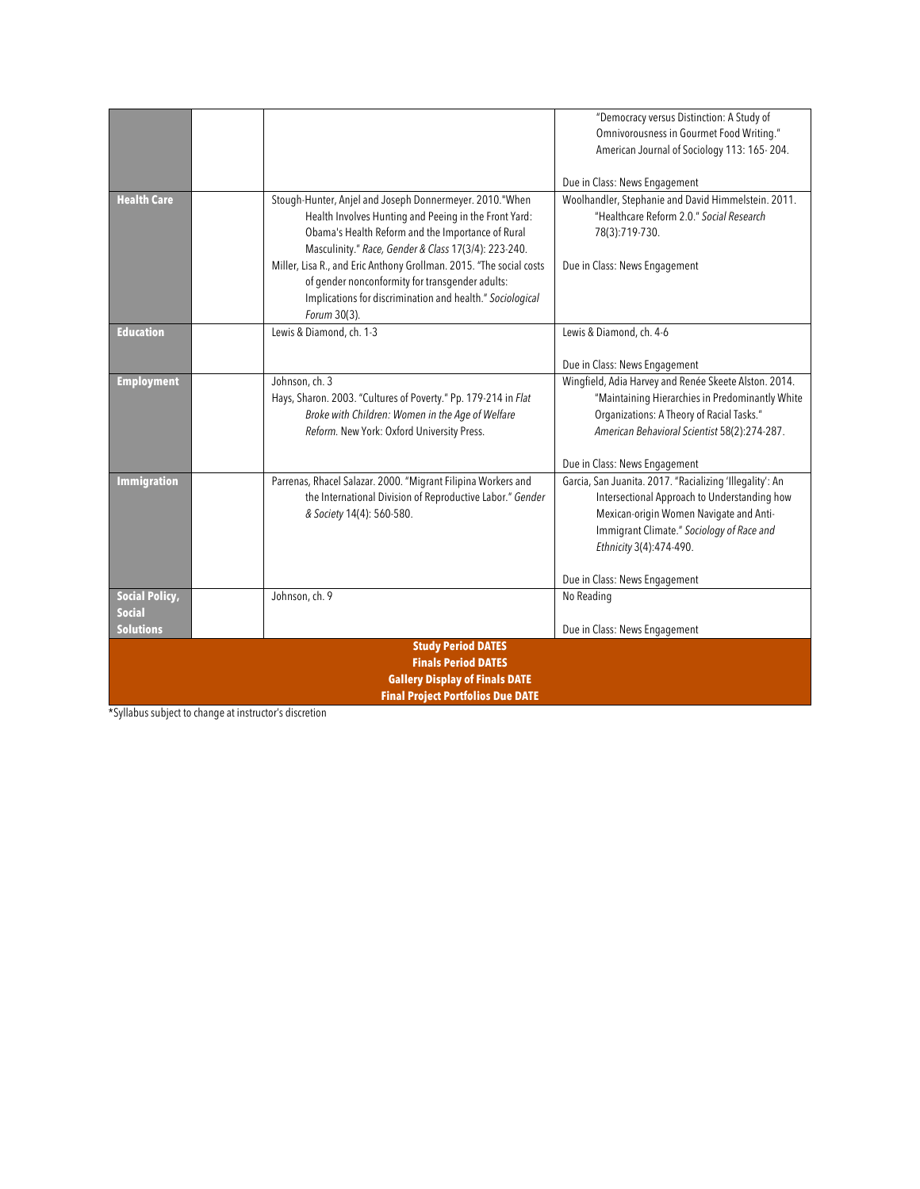| | | | |
|---|---|---|---|
| | | | "Democracy versus Distinction: A Study of Omnivorousness in Gourmet Food Writing." American Journal of Sociology 113: 165- 204.<br><br>Due in Class: News Engagement |
| **Health Care** | | Stough-Hunter, Anjel and Joseph Donnermeyer. 2010."When Health Involves Hunting and Peeing in the Front Yard: Obama's Health Reform and the Importance of Rural Masculinity." *Race, Gender & Class* 17(3/4): 223-240.<br>Miller, Lisa R., and Eric Anthony Grollman. 2015. "The social costs of gender nonconformity for transgender adults: Implications for discrimination and health." *Sociological Forum* 30(3). | Woolhandler, Stephanie and David Himmelstein. 2011. "Healthcare Reform 2.0." *Social Research* 78(3):719-730.<br><br>Due in Class: News Engagement |
| **Education** | | Lewis & Diamond, ch. 1-3 | Lewis & Diamond, ch. 4-6<br><br>Due in Class: News Engagement |
| **Employment** | | Johnson, ch. 3<br>Hays, Sharon. 2003. "Cultures of Poverty." Pp. 179-214 in *Flat Broke with Children: Women in the Age of Welfare Reform.* New York: Oxford University Press. | Wingfield, Adia Harvey and Renée Skeete Alston. 2014. "Maintaining Hierarchies in Predominantly White Organizations: A Theory of Racial Tasks." *American Behavioral Scientist* 58(2):274-287.<br><br>Due in Class: News Engagement |
| **Immigration** | | Parrenas, Rhacel Salazar. 2000. "Migrant Filipina Workers and the International Division of Reproductive Labor." *Gender & Society* 14(4): 560-580. | Garcia, San Juanita. 2017. "Racializing 'Illegality': An Intersectional Approach to Understanding how Mexican-origin Women Navigate and Anti-Immigrant Climate." *Sociology of Race and Ethnicity* 3(4):474-490.<br><br>Due in Class: News Engagement |
| **Social Policy, Social Solutions** | | Johnson, ch. 9 | No Reading<br><br>Due in Class: News Engagement |
| **Study Period DATES**<br>**Finals Period DATES**<br>**Gallery Display of Finals DATE**<br>**Final Project Portfolios Due DATE** | | | |

*Syllabus subject to change at instructor's discretion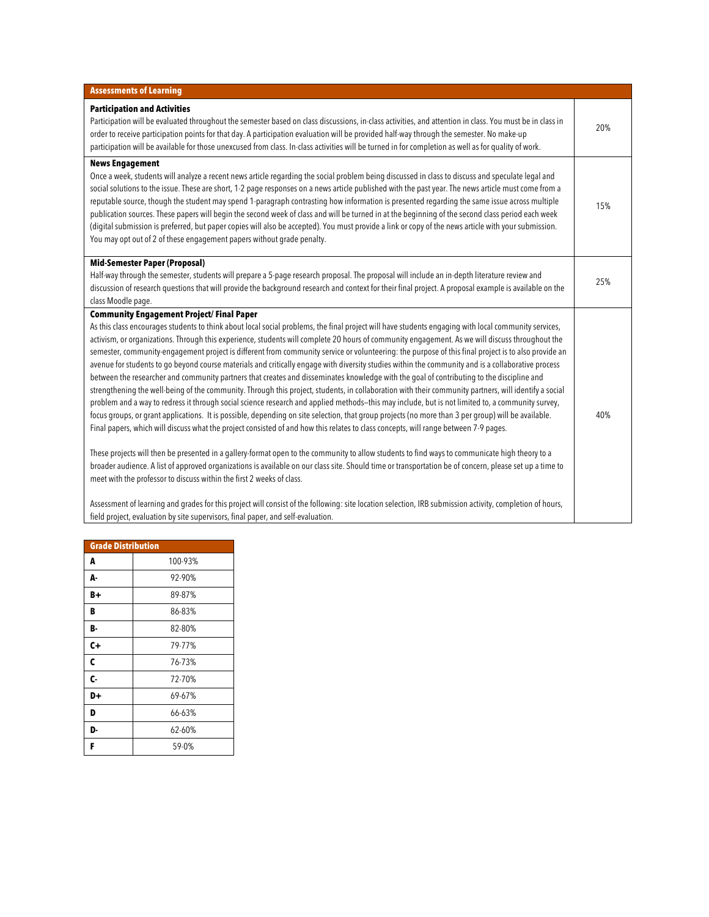| Assessments of Learning | |
|---|---|
| **Participation and Activities**<br>Participation will be evaluated throughout the semester based on class discussions, in-class activities, and attention in class. You must be in class in order to receive participation points for that day. A participation evaluation will be provided half-way through the semester. No make-up participation will be available for those unexcused from class. In-class activities will be turned in for completion as well as for quality of work. | 20% |
| **News Engagement**<br>Once a week, students will analyze a recent news article regarding the social problem being discussed in class to discuss and speculate legal and social solutions to the issue. These are short, 1-2 page responses on a news article published with the past year. The news article must come from a reputable source, though the student may spend 1-paragraph contrasting how information is presented regarding the same issue across multiple publication sources. These papers will begin the second week of class and will be turned in at the beginning of the second class period each week (digital submission is preferred, but paper copies will also be accepted). You must provide a link or copy of the news article with your submission. You may opt out of 2 of these engagement papers without grade penalty. | 15% |
| **Mid-Semester Paper (Proposal)**<br>Half-way through the semester, students will prepare a 5-page research proposal. The proposal will include an in-depth literature review and discussion of research questions that will provide the background research and context for their final project. A proposal example is available on the class Moodle page. | 25% |
| **Community Engagement Project/ Final Paper**<br>As this class encourages students to think about local social problems, the final project will have students engaging with local community services, activism, or organizations. Through this experience, students will complete 20 hours of community engagement. As we will discuss throughout the semester, community-engagement project is different from community service or volunteering: the purpose of this final project is to also provide an avenue for students to go beyond course materials and critically engage with diversity studies within the community and is a collaborative process between the researcher and community partners that creates and disseminates knowledge with the goal of contributing to the discipline and strengthening the well-being of the community. Through this project, students, in collaboration with their community partners, will identify a social problem and a way to redress it through social science research and applied methods—this may include, but is not limited to, a community survey, focus groups, or grant applications. It is possible, depending on site selection, that group projects (no more than 3 per group) will be available. Final papers, which will discuss what the project consisted of and how this relates to class concepts, will range between 7-9 pages.<br><br>These projects will then be presented in a gallery-format open to the community to allow students to find ways to communicate high theory to a broader audience. A list of approved organizations is available on our class site. Should time or transportation be of concern, please set up a time to meet with the professor to discuss within the first 2 weeks of class.<br><br>Assessment of learning and grades for this project will consist of the following: site location selection, IRB submission activity, completion of hours, field project, evaluation by site supervisors, final paper, and self-evaluation. | 40% |

| Grade Distribution | |
|---|---|
| **A** | 100-93% |
| **A-** | 92-90% |
| **B+** | 89-87% |
| **B** | 86-83% |
| **B-** | 82-80% |
| **C+** | 79-77% |
| **C** | 76-73% |
| **C-** | 72-70% |
| **D+** | 69-67% |
| **D** | 66-63% |
| **D-** | 62-60% |
| **F** | 59-0% |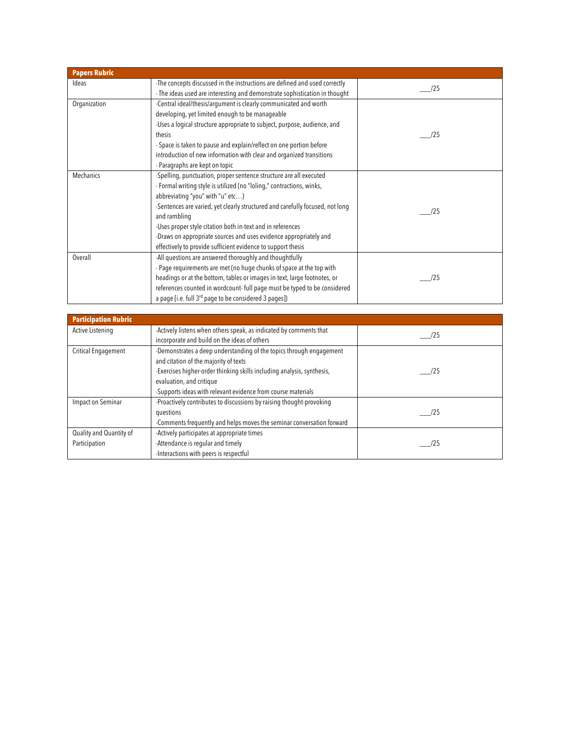| Papers Rubric | | |
|---|---|---|
| Ideas | -The concepts discussed in the instructions are defined and used correctly<br>- The ideas used are interesting and demonstrate sophistication in thought | ___/25 |
| Organization | -Central ideal/thesis/argument is clearly communicated and worth developing, yet limited enough to be manageable<br>-Uses a logical structure appropriate to subject, purpose, audience, and thesis<br>- Space is taken to pause and explain/reflect on one portion before introduction of new information with clear and organized transitions<br>- Paragraphs are kept on topic | ___/25 |
| Mechanics | -Spelling, punctuation, proper sentence structure are all executed<br>- Formal writing style is utilized (no "loling," contractions, winks, abbreviating "you" with "u" etc…)<br>-Sentences are varied, yet clearly structured and carefully focused, not long and rambling<br>-Uses proper style citation both in-text and in references<br>-Draws on appropriate sources and uses evidence appropriately and effectively to provide sufficient evidence to support thesis | ___/25 |
| Overall | -All questions are answered thoroughly and thoughtfully<br>- Page requirements are met (no huge chunks of space at the top with headings or at the bottom, tables or images in-text, large footnotes, or references counted in wordcount- full page must be typed to be considered a page [i.e. full 3rd page to be considered 3 pages]) | ___/25 |

| Participation Rubric | | |
|---|---|---|
| Active Listening | -Actively listens when others speak, as indicated by comments that incorporate and build on the ideas of others | ___/25 |
| Critical Engagement | -Demonstrates a deep understanding of the topics through engagement and citation of the majority of texts<br>-Exercises higher-order thinking skills including analysis, synthesis, evaluation, and critique<br>-Supports ideas with relevant evidence from course materials | ___/25 |
| Impact on Seminar | -Proactively contributes to discussions by raising thought-provoking questions<br>-Comments frequently and helps moves the seminar conversation forward | ___/25 |
| Quality and Quantity of Participation | -Actively participates at appropriate times<br>-Attendance is regular and timely<br>-Interactions with peers is respectful | ___/25 |